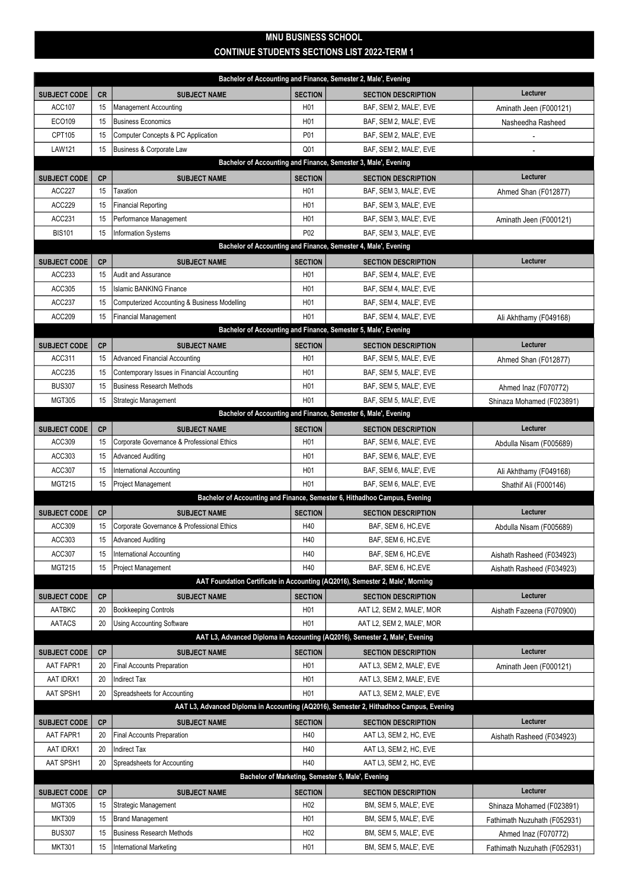# MNU BUSINESS SCHOOL

## CONTINUE STUDENTS SECTIONS LIST 2022-TERM 1

### Bachelor of Accounting and Finance, Semester 2, Male', Evening

| SUBJECT CODE | CR | SUBJECT NAME | SECTION | SECTION DESCRIPTION | Lecturer |
|---|---|---|---|---|---|
| ACC107 | 15 | Management Accounting | H01 | BAF, SEM 2, MALE', EVE | Aminath Jeen (F000121) |
| ECO109 | 15 | Business Economics | H01 | BAF, SEM 2, MALE', EVE | Nasheedha Rasheed |
| CPT105 | 15 | Computer Concepts & PC Application | P01 | BAF, SEM 2, MALE', EVE | - |
| LAW121 | 15 | Business & Corporate Law | Q01 | BAF, SEM 2, MALE', EVE | - |

### Bachelor of Accounting and Finance, Semester 3, Male', Evening

| SUBJECT CODE | CP | SUBJECT NAME | SECTION | SECTION DESCRIPTION | Lecturer |
|---|---|---|---|---|---|
| ACC227 | 15 | Taxation | H01 | BAF, SEM 3, MALE', EVE | Ahmed Shan (F012877) |
| ACC229 | 15 | Financial Reporting | H01 | BAF, SEM 3, MALE', EVE | |
| ACC231 | 15 | Performance Management | H01 | BAF, SEM 3, MALE', EVE | Aminath Jeen (F000121) |
| BIS101 | 15 | Information Systems | P02 | BAF, SEM 3, MALE', EVE | |

### Bachelor of Accounting and Finance, Semester 4, Male', Evening

| SUBJECT CODE | CP | SUBJECT NAME | SECTION | SECTION DESCRIPTION | Lecturer |
|---|---|---|---|---|---|
| ACC233 | 15 | Audit and Assurance | H01 | BAF, SEM 4, MALE', EVE | |
| ACC305 | 15 | Islamic BANKING Finance | H01 | BAF, SEM 4, MALE', EVE | |
| ACC237 | 15 | Computerized Accounting & Business Modelling | H01 | BAF, SEM 4, MALE', EVE | |
| ACC209 | 15 | Financial Management | H01 | BAF, SEM 4, MALE', EVE | Ali Akhthamy (F049168) |

### Bachelor of Accounting and Finance, Semester 5, Male', Evening

| SUBJECT CODE | CP | SUBJECT NAME | SECTION | SECTION DESCRIPTION | Lecturer |
|---|---|---|---|---|---|
| ACC311 | 15 | Advanced Financial Accounting | H01 | BAF, SEM 5, MALE', EVE | Ahmed Shan (F012877) |
| ACC235 | 15 | Contemporary Issues in Financial Accounting | H01 | BAF, SEM 5, MALE', EVE | |
| BUS307 | 15 | Business Research Methods | H01 | BAF, SEM 5, MALE', EVE | Ahmed Inaz (F070772) |
| MGT305 | 15 | Strategic Management | H01 | BAF, SEM 5, MALE', EVE | Shinaza Mohamed (F023891) |

### Bachelor of Accounting and Finance, Semester 6, Male', Evening

| SUBJECT CODE | CP | SUBJECT NAME | SECTION | SECTION DESCRIPTION | Lecturer |
|---|---|---|---|---|---|
| ACC309 | 15 | Corporate Governance & Professional Ethics | H01 | BAF, SEM 6, MALE', EVE | Abdulla Nisam (F005689) |
| ACC303 | 15 | Advanced Auditing | H01 | BAF, SEM 6, MALE', EVE | |
| ACC307 | 15 | International Accounting | H01 | BAF, SEM 6, MALE', EVE | Ali Akhthamy (F049168) |
| MGT215 | 15 | Project Management | H01 | BAF, SEM 6, MALE', EVE | Shathif Ali (F000146) |

### Bachelor of Accounting and Finance, Semester 6, Hithadhoo Campus, Evening

| SUBJECT CODE | CP | SUBJECT NAME | SECTION | SECTION DESCRIPTION | Lecturer |
|---|---|---|---|---|---|
| ACC309 | 15 | Corporate Governance & Professional Ethics | H40 | BAF, SEM 6, HC,EVE | Abdulla Nisam (F005689) |
| ACC303 | 15 | Advanced Auditing | H40 | BAF, SEM 6, HC,EVE | |
| ACC307 | 15 | International Accounting | H40 | BAF, SEM 6, HC,EVE | Aishath Rasheed (F034923) |
| MGT215 | 15 | Project Management | H40 | BAF, SEM 6, HC,EVE | Aishath Rasheed (F034923) |

### AAT Foundation Certificate in Accounting (AQ2016), Semester 2, Male', Morning

| SUBJECT CODE | CP | SUBJECT NAME | SECTION | SECTION DESCRIPTION | Lecturer |
|---|---|---|---|---|---|
| AATBKC | 20 | Bookkeeping Controls | H01 | AAT L2, SEM 2, MALE', MOR | Aishath Fazeena (F070900) |
| AATACS | 20 | Using Accounting Software | H01 | AAT L2, SEM 2, MALE', MOR | |

### AAT L3, Advanced Diploma in Accounting (AQ2016), Semester 2, Male', Evening

| SUBJECT CODE | CP | SUBJECT NAME | SECTION | SECTION DESCRIPTION | Lecturer |
|---|---|---|---|---|---|
| AAT FAPR1 | 20 | Final Accounts Preparation | H01 | AAT L3, SEM 2, MALE', EVE | Aminath Jeen (F000121) |
| AAT IDRX1 | 20 | Indirect Tax | H01 | AAT L3, SEM 2, MALE', EVE | |
| AAT SPSH1 | 20 | Spreadsheets for Accounting | H01 | AAT L3, SEM 2, MALE', EVE | |

### AAT L3, Advanced Diploma in Accounting (AQ2016), Semester 2, Hithadhoo Campus, Evening

| SUBJECT CODE | CP | SUBJECT NAME | SECTION | SECTION DESCRIPTION | Lecturer |
|---|---|---|---|---|---|
| AAT FAPR1 | 20 | Final Accounts Preparation | H40 | AAT L3, SEM 2, HC, EVE | Aishath Rasheed (F034923) |
| AAT IDRX1 | 20 | Indirect Tax | H40 | AAT L3, SEM 2, HC, EVE | |
| AAT SPSH1 | 20 | Spreadsheets for Accounting | H40 | AAT L3, SEM 2, HC, EVE | |

### Bachelor of Marketing, Semester 5, Male', Evening

| SUBJECT CODE | CP | SUBJECT NAME | SECTION | SECTION DESCRIPTION | Lecturer |
|---|---|---|---|---|---|
| MGT305 | 15 | Strategic Management | H02 | BM, SEM 5, MALE', EVE | Shinaza Mohamed (F023891) |
| MKT309 | 15 | Brand Management | H01 | BM, SEM 5, MALE', EVE | Fathimath Nuzuhath (F052931) |
| BUS307 | 15 | Business Research Methods | H02 | BM, SEM 5, MALE', EVE | Ahmed Inaz (F070772) |
| MKT301 | 15 | International Marketing | H01 | BM, SEM 5, MALE', EVE | Fathimath Nuzuhath (F052931) |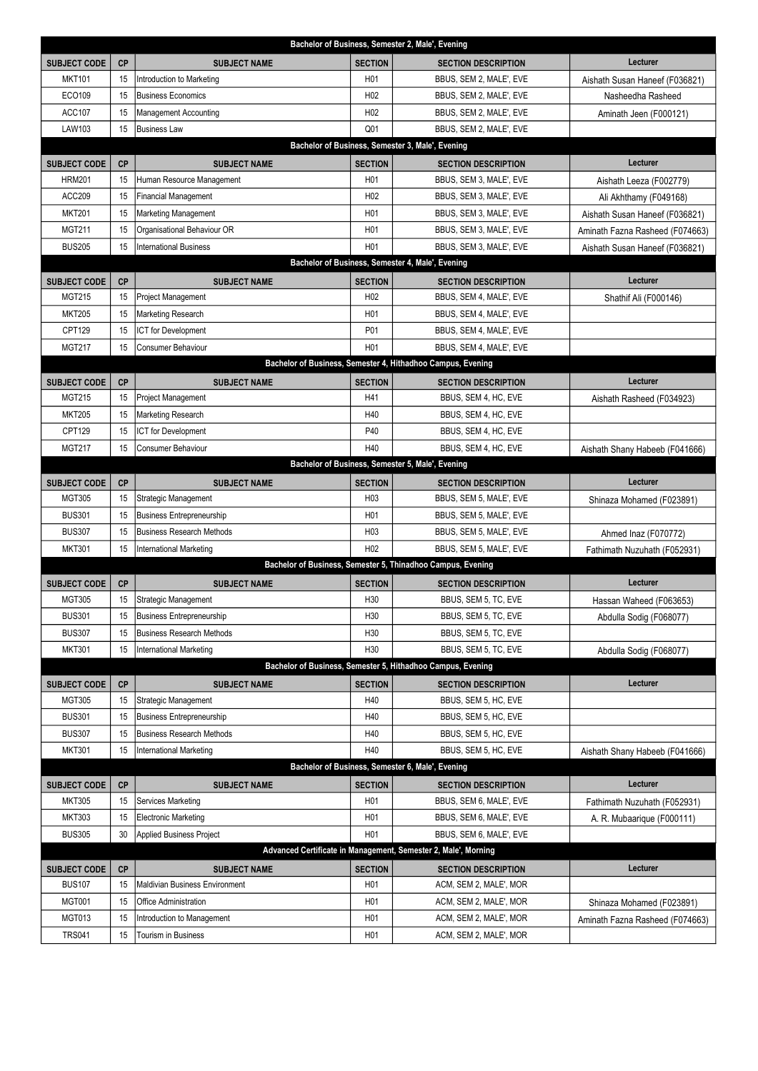| Bachelor of Business, Semester 2, Male', Evening | | | | | |
|---|---|---|---|---|---|
| **SUBJECT CODE** | **CP** | **SUBJECT NAME** | **SECTION** | **SECTION DESCRIPTION** | **Lecturer** |
| MKT101 | 15 | Introduction to Marketing | H01 | BBUS, SEM 2, MALE', EVE | Aishath Susan Haneef (F036821) |
| ECO109 | 15 | Business Economics | H02 | BBUS, SEM 2, MALE', EVE | Nasheedha Rasheed |
| ACC107 | 15 | Management Accounting | H02 | BBUS, SEM 2, MALE', EVE | Aminath Jeen (F000121) |
| LAW103 | 15 | Business Law | Q01 | BBUS, SEM 2, MALE', EVE | |
| **Bachelor of Business, Semester 3, Male', Evening** | | | | | |
| **SUBJECT CODE** | **CP** | **SUBJECT NAME** | **SECTION** | **SECTION DESCRIPTION** | **Lecturer** |
| HRM201 | 15 | Human Resource Management | H01 | BBUS, SEM 3, MALE', EVE | Aishath Leeza (F002779) |
| ACC209 | 15 | Financial Management | H02 | BBUS, SEM 3, MALE', EVE | Ali Akhthamy (F049168) |
| MKT201 | 15 | Marketing Management | H01 | BBUS, SEM 3, MALE', EVE | Aishath Susan Haneef (F036821) |
| MGT211 | 15 | Organisational Behaviour OR | H01 | BBUS, SEM 3, MALE', EVE | Aminath Fazna Rasheed (F074663) |
| BUS205 | 15 | International Business | H01 | BBUS, SEM 3, MALE', EVE | Aishath Susan Haneef (F036821) |
| **Bachelor of Business, Semester 4, Male', Evening** | | | | | |
| **SUBJECT CODE** | **CP** | **SUBJECT NAME** | **SECTION** | **SECTION DESCRIPTION** | **Lecturer** |
| MGT215 | 15 | Project Management | H02 | BBUS, SEM 4, MALE', EVE | Shathif Ali (F000146) |
| MKT205 | 15 | Marketing Research | H01 | BBUS, SEM 4, MALE', EVE | |
| CPT129 | 15 | ICT for Development | P01 | BBUS, SEM 4, MALE', EVE | |
| MGT217 | 15 | Consumer Behaviour | H01 | BBUS, SEM 4, MALE', EVE | |
| **Bachelor of Business, Semester 4, Hithadhoo Campus, Evening** | | | | | |
| **SUBJECT CODE** | **CP** | **SUBJECT NAME** | **SECTION** | **SECTION DESCRIPTION** | **Lecturer** |
| MGT215 | 15 | Project Management | H41 | BBUS, SEM 4, HC, EVE | Aishath Rasheed (F034923) |
| MKT205 | 15 | Marketing Research | H40 | BBUS, SEM 4, HC, EVE | |
| CPT129 | 15 | ICT for Development | P40 | BBUS, SEM 4, HC, EVE | |
| MGT217 | 15 | Consumer Behaviour | H40 | BBUS, SEM 4, HC, EVE | Aishath Shany Habeeb (F041666) |
| **Bachelor of Business, Semester 5, Male', Evening** | | | | | |
| **SUBJECT CODE** | **CP** | **SUBJECT NAME** | **SECTION** | **SECTION DESCRIPTION** | **Lecturer** |
| MGT305 | 15 | Strategic Management | H03 | BBUS, SEM 5, MALE', EVE | Shinaza Mohamed (F023891) |
| BUS301 | 15 | Business Entrepreneurship | H01 | BBUS, SEM 5, MALE', EVE | |
| BUS307 | 15 | Business Research Methods | H03 | BBUS, SEM 5, MALE', EVE | Ahmed Inaz (F070772) |
| MKT301 | 15 | International Marketing | H02 | BBUS, SEM 5, MALE', EVE | Fathimath Nuzuhath (F052931) |
| **Bachelor of Business, Semester 5, Thinadhoo Campus, Evening** | | | | | |
| **SUBJECT CODE** | **CP** | **SUBJECT NAME** | **SECTION** | **SECTION DESCRIPTION** | **Lecturer** |
| MGT305 | 15 | Strategic Management | H30 | BBUS, SEM 5, TC, EVE | Hassan Waheed (F063653) |
| BUS301 | 15 | Business Entrepreneurship | H30 | BBUS, SEM 5, TC, EVE | Abdulla Sodig (F068077) |
| BUS307 | 15 | Business Research Methods | H30 | BBUS, SEM 5, TC, EVE | |
| MKT301 | 15 | International Marketing | H30 | BBUS, SEM 5, TC, EVE | Abdulla Sodig (F068077) |
| **Bachelor of Business, Semester 5, Hithadhoo Campus, Evening** | | | | | |
| **SUBJECT CODE** | **CP** | **SUBJECT NAME** | **SECTION** | **SECTION DESCRIPTION** | **Lecturer** |
| MGT305 | 15 | Strategic Management | H40 | BBUS, SEM 5, HC, EVE | |
| BUS301 | 15 | Business Entrepreneurship | H40 | BBUS, SEM 5, HC, EVE | |
| BUS307 | 15 | Business Research Methods | H40 | BBUS, SEM 5, HC, EVE | |
| MKT301 | 15 | International Marketing | H40 | BBUS, SEM 5, HC, EVE | Aishath Shany Habeeb (F041666) |
| **Bachelor of Business, Semester 6, Male', Evening** | | | | | |
| **SUBJECT CODE** | **CP** | **SUBJECT NAME** | **SECTION** | **SECTION DESCRIPTION** | **Lecturer** |
| MKT305 | 15 | Services Marketing | H01 | BBUS, SEM 6, MALE', EVE | Fathimath Nuzuhath (F052931) |
| MKT303 | 15 | Electronic Marketing | H01 | BBUS, SEM 6, MALE', EVE | A. R. Mubaarique (F000111) |
| BUS305 | 30 | Applied Business Project | H01 | BBUS, SEM 6, MALE', EVE | |
| **Advanced Certificate in Management, Semester 2, Male', Morning** | | | | | |
| **SUBJECT CODE** | **CP** | **SUBJECT NAME** | **SECTION** | **SECTION DESCRIPTION** | **Lecturer** |
| BUS107 | 15 | Maldivian Business Environment | H01 | ACM, SEM 2, MALE', MOR | |
| MGT001 | 15 | Office Administration | H01 | ACM, SEM 2, MALE', MOR | Shinaza Mohamed (F023891) |
| MGT013 | 15 | Introduction to Management | H01 | ACM, SEM 2, MALE', MOR | Aminath Fazna Rasheed (F074663) |
| TRS041 | 15 | Tourism in Business | H01 | ACM, SEM 2, MALE', MOR | |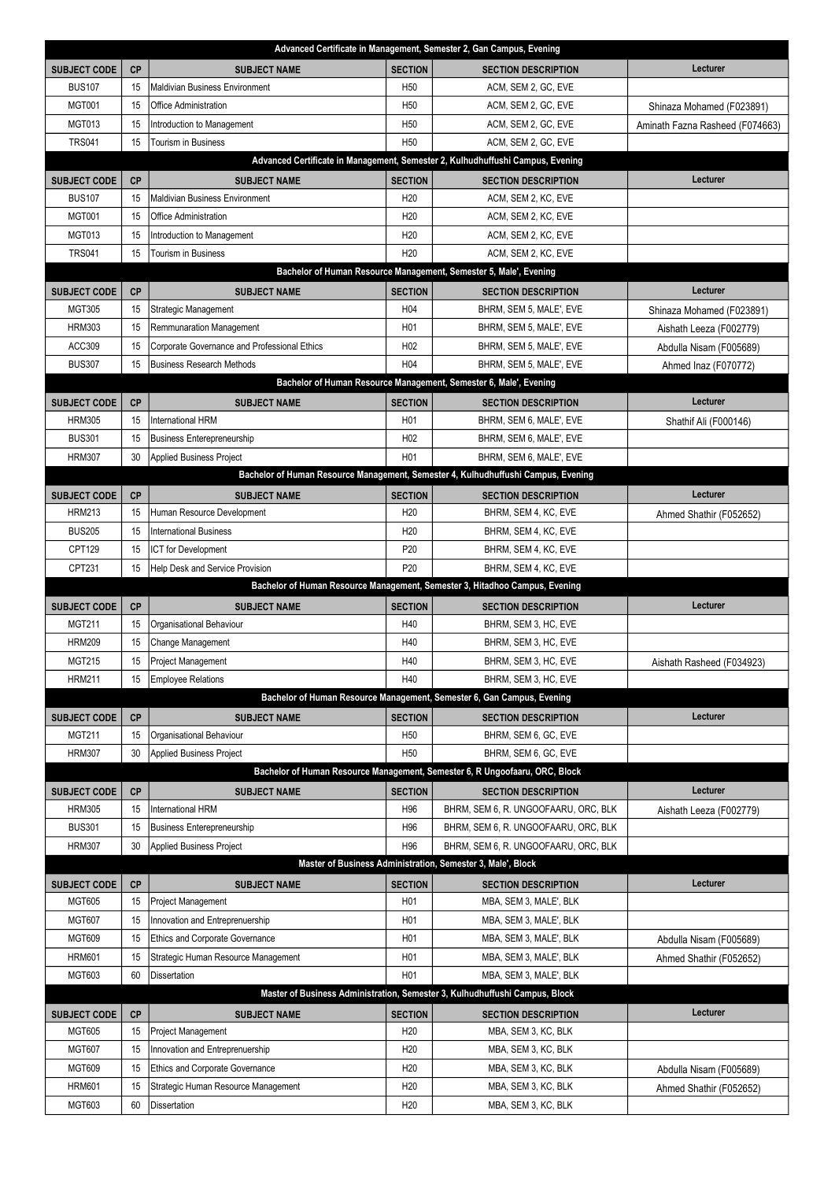| Advanced Certificate in Management, Semester 2, Gan Campus, Evening | | | | | |
|---|---|---|---|---|---|
| SUBJECT CODE | CP | SUBJECT NAME | SECTION | SECTION DESCRIPTION | Lecturer |
| BUS107 | 15 | Maldivian Business Environment | H50 | ACM, SEM 2, GC, EVE | |
| MGT001 | 15 | Office Administration | H50 | ACM, SEM 2, GC, EVE | Shinaza Mohamed (F023891) |
| MGT013 | 15 | Introduction to Management | H50 | ACM, SEM 2, GC, EVE | Aminath Fazna Rasheed (F074663) |
| TRS041 | 15 | Tourism in Business | H50 | ACM, SEM 2, GC, EVE | |

| Advanced Certificate in Management, Semester 2, Kulhudhuffushi Campus, Evening | | | | | |
|---|---|---|---|---|---|
| SUBJECT CODE | CP | SUBJECT NAME | SECTION | SECTION DESCRIPTION | Lecturer |
| BUS107 | 15 | Maldivian Business Environment | H20 | ACM, SEM 2, KC, EVE | |
| MGT001 | 15 | Office Administration | H20 | ACM, SEM 2, KC, EVE | |
| MGT013 | 15 | Introduction to Management | H20 | ACM, SEM 2, KC, EVE | |
| TRS041 | 15 | Tourism in Business | H20 | ACM, SEM 2, KC, EVE | |

| Bachelor of Human Resource Management, Semester 5, Male', Evening | | | | | |
|---|---|---|---|---|---|
| SUBJECT CODE | CP | SUBJECT NAME | SECTION | SECTION DESCRIPTION | Lecturer |
| MGT305 | 15 | Strategic Management | H04 | BHRM, SEM 5, MALE', EVE | Shinaza Mohamed (F023891) |
| HRM303 | 15 | Remmunaration Management | H01 | BHRM, SEM 5, MALE', EVE | Aishath Leeza (F002779) |
| ACC309 | 15 | Corporate Governance and Professional Ethics | H02 | BHRM, SEM 5, MALE', EVE | Abdulla Nisam (F005689) |
| BUS307 | 15 | Business Research Methods | H04 | BHRM, SEM 5, MALE', EVE | Ahmed Inaz (F070772) |

| Bachelor of Human Resource Management, Semester 6, Male', Evening | | | | | |
|---|---|---|---|---|---|
| SUBJECT CODE | CP | SUBJECT NAME | SECTION | SECTION DESCRIPTION | Lecturer |
| HRM305 | 15 | International HRM | H01 | BHRM, SEM 6, MALE', EVE | Shathif Ali (F000146) |
| BUS301 | 15 | Business Enterepreneurship | H02 | BHRM, SEM 6, MALE', EVE | |
| HRM307 | 30 | Applied Business Project | H01 | BHRM, SEM 6, MALE', EVE | |

| Bachelor of Human Resource Management, Semester 4, Kulhudhuffushi Campus, Evening | | | | | |
|---|---|---|---|---|---|
| SUBJECT CODE | CP | SUBJECT NAME | SECTION | SECTION DESCRIPTION | Lecturer |
| HRM213 | 15 | Human Resource Development | H20 | BHRM, SEM 4, KC, EVE | Ahmed Shathir (F052652) |
| BUS205 | 15 | International Business | H20 | BHRM, SEM 4, KC, EVE | |
| CPT129 | 15 | ICT for Development | P20 | BHRM, SEM 4, KC, EVE | |
| CPT231 | 15 | Help Desk and Service Provision | P20 | BHRM, SEM 4, KC, EVE | |

| Bachelor of Human Resource Management, Semester 3, Hitadhoo Campus, Evening | | | | | |
|---|---|---|---|---|---|
| SUBJECT CODE | CP | SUBJECT NAME | SECTION | SECTION DESCRIPTION | Lecturer |
| MGT211 | 15 | Organisational Behaviour | H40 | BHRM, SEM 3, HC, EVE | |
| HRM209 | 15 | Change Management | H40 | BHRM, SEM 3, HC, EVE | |
| MGT215 | 15 | Project Management | H40 | BHRM, SEM 3, HC, EVE | Aishath Rasheed (F034923) |
| HRM211 | 15 | Employee Relations | H40 | BHRM, SEM 3, HC, EVE | |

| Bachelor of Human Resource Management, Semester 6, Gan Campus, Evening | | | | | |
|---|---|---|---|---|---|
| SUBJECT CODE | CP | SUBJECT NAME | SECTION | SECTION DESCRIPTION | Lecturer |
| MGT211 | 15 | Organisational Behaviour | H50 | BHRM, SEM 6, GC, EVE | |
| HRM307 | 30 | Applied Business Project | H50 | BHRM, SEM 6, GC, EVE | |

| Bachelor of Human Resource Management, Semester 6, R Ungoofaaru, ORC, Block | | | | | |
|---|---|---|---|---|---|
| SUBJECT CODE | CP | SUBJECT NAME | SECTION | SECTION DESCRIPTION | Lecturer |
| HRM305 | 15 | International HRM | H96 | BHRM, SEM 6, R. UNGOOFAARU, ORC, BLK | Aishath Leeza (F002779) |
| BUS301 | 15 | Business Enterepreneurship | H96 | BHRM, SEM 6, R. UNGOOFAARU, ORC, BLK | |
| HRM307 | 30 | Applied Business Project | H96 | BHRM, SEM 6, R. UNGOOFAARU, ORC, BLK | |

| Master of Business Administration, Semester 3, Male', Block | | | | | |
|---|---|---|---|---|---|
| SUBJECT CODE | CP | SUBJECT NAME | SECTION | SECTION DESCRIPTION | Lecturer |
| MGT605 | 15 | Project Management | H01 | MBA, SEM 3, MALE', BLK | |
| MGT607 | 15 | Innovation and Entrepreneurship | H01 | MBA, SEM 3, MALE', BLK | |
| MGT609 | 15 | Ethics and Corporate Governance | H01 | MBA, SEM 3, MALE', BLK | Abdulla Nisam (F005689) |
| HRM601 | 15 | Strategic Human Resource Management | H01 | MBA, SEM 3, MALE', BLK | Ahmed Shathir (F052652) |
| MGT603 | 60 | Dissertation | H01 | MBA, SEM 3, MALE', BLK | |

| Master of Business Administration, Semester 3, Kulhudhuffushi Campus, Block | | | | | |
|---|---|---|---|---|---|
| SUBJECT CODE | CP | SUBJECT NAME | SECTION | SECTION DESCRIPTION | Lecturer |
| MGT605 | 15 | Project Management | H20 | MBA, SEM 3, KC, BLK | |
| MGT607 | 15 | Innovation and Entrepreneurship | H20 | MBA, SEM 3, KC, BLK | |
| MGT609 | 15 | Ethics and Corporate Governance | H20 | MBA, SEM 3, KC, BLK | Abdulla Nisam (F005689) |
| HRM601 | 15 | Strategic Human Resource Management | H20 | MBA, SEM 3, KC, BLK | Ahmed Shathir (F052652) |
| MGT603 | 60 | Dissertation | H20 | MBA, SEM 3, KC, BLK | |